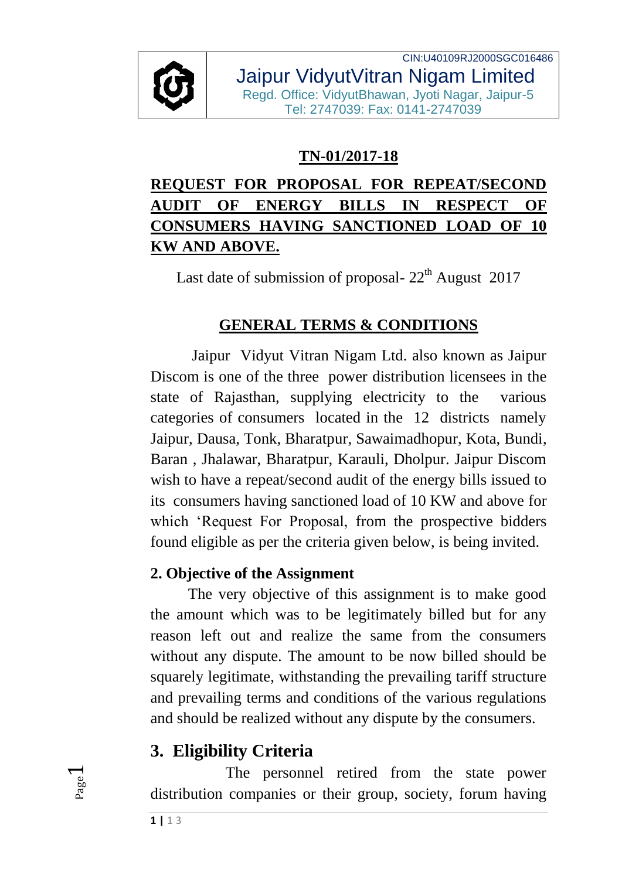CIN:U40109RJ2000SGC016486

Jaipur VidyutVitran Nigam Limited

Regd. Office: VidyutBhawan, Jyoti Nagar, Jaipur-5

Tel: 2747039: Fax: 0141-2747039

**TN-01/2017-18**

**REQUEST FOR PROPOSAL FOR REPEAT/SECOND AUDIT OF ENERGY BILLS IN RESPECT OF CONSUMERS HAVING SANCTIONED LOAD OF 10 KW AND ABOVE.**

Last date of submission of proposal- 22th August 2017

## GENERAL TERMS & CONDITIONS

Jaipur Vidyut Vitran Nigam Ltd. also known as Jaipur Discom is one of the three power distribution licensees in the state of Rajasthan, supplying electricity to the various categories of consumers located in the 12 districts namely Jaipur, Dausa, Tonk, Bharatpur, Sawaimadhopur, Kota, Bundi, Baran , Jhalawar, Bharatpur, Karauli, Dholpur. Jaipur Discom wish to have a repeat/second audit of the energy bills issued to its consumers having sanctioned load of 10 KW and above for which 'Request For Proposal, from the prospective bidders found eligible as per the criteria given below, is being invited.

### 2. Objective of the Assignment

The very objective of this assignment is to make good the amount which was to be legitimately billed but for any reason left out and realize the same from the consumers without any dispute. The amount to be now billed should be squarely legitimate, withstanding the prevailing tariff structure and prevailing terms and conditions of the various regulations and should be realized without any dispute by the consumers.

## 3. Eligibility Criteria

The personnel retired from the state power distribution companies or their group, society, forum having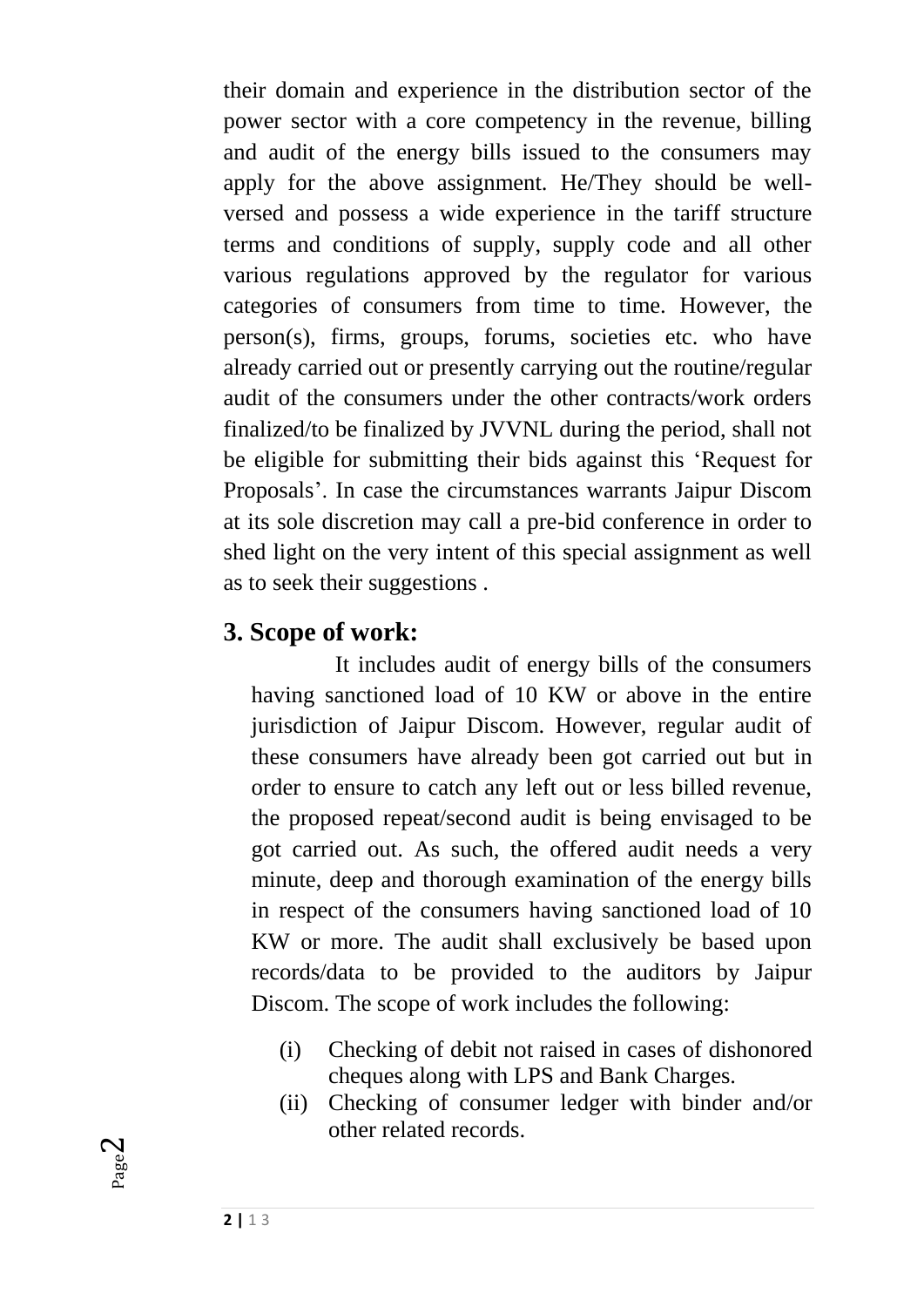their domain and experience in the distribution sector of the power sector with a core competency in the revenue, billing and audit of the energy bills issued to the consumers may apply for the above assignment. He/They should be well-versed and possess a wide experience in the tariff structure terms and conditions of supply, supply code and all other various regulations approved by the regulator for various categories of consumers from time to time. However, the person(s), firms, groups, forums, societies etc. who have already carried out or presently carrying out the routine/regular audit of the consumers under the other contracts/work orders finalized/to be finalized by JVVNL during the period, shall not be eligible for submitting their bids against this 'Request for Proposals'. In case the circumstances warrants Jaipur Discom at its sole discretion may call a pre-bid conference in order to shed light on the very intent of this special assignment as well as to seek their suggestions .

## 3. Scope of work:

It includes audit of energy bills of the consumers having sanctioned load of 10 KW or above in the entire jurisdiction of Jaipur Discom. However, regular audit of these consumers have already been got carried out but in order to ensure to catch any left out or less billed revenue, the proposed repeat/second audit is being envisaged to be got carried out. As such, the offered audit needs a very minute, deep and thorough examination of the energy bills in respect of the consumers having sanctioned load of 10 KW or more. The audit shall exclusively be based upon records/data to be provided to the auditors by Jaipur Discom. The scope of work includes the following:

(i) Checking of debit not raised in cases of dishonored cheques along with LPS and Bank Charges.

(ii) Checking of consumer ledger with binder and/or other related records.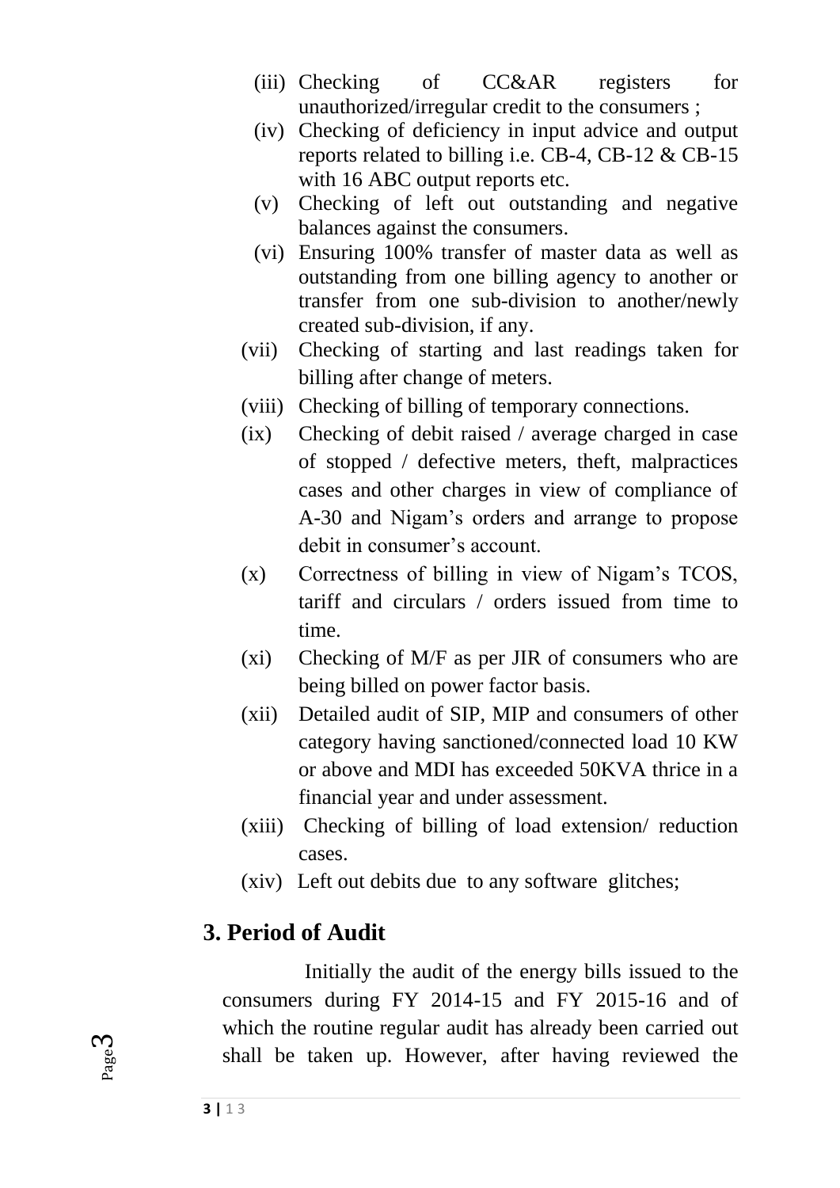(iii) Checking of CC&AR registers for unauthorized/irregular credit to the consumers ;

(iv) Checking of deficiency in input advice and output reports related to billing i.e. CB-4, CB-12 & CB-15 with 16 ABC output reports etc.

(v) Checking of left out outstanding and negative balances against the consumers.

(vi) Ensuring 100% transfer of master data as well as outstanding from one billing agency to another or transfer from one sub-division to another/newly created sub-division, if any.

(vii) Checking of starting and last readings taken for billing after change of meters.

(viii) Checking of billing of temporary connections.

(ix) Checking of debit raised / average charged in case of stopped / defective meters, theft, malpractices cases and other charges in view of compliance of A-30 and Nigam's orders and arrange to propose debit in consumer's account.

(x) Correctness of billing in view of Nigam's TCOS, tariff and circulars / orders issued from time to time.

(xi) Checking of M/F as per JIR of consumers who are being billed on power factor basis.

(xii) Detailed audit of SIP, MIP and consumers of other category having sanctioned/connected load 10 KW or above and MDI has exceeded 50KVA thrice in a financial year and under assessment.

(xiii) Checking of billing of load extension/ reduction cases.

(xiv) Left out debits due to any software glitches;

## 3. Period of Audit

Initially the audit of the energy bills issued to the consumers during FY 2014-15 and FY 2015-16 and of which the routine regular audit has already been carried out shall be taken up. However, after having reviewed the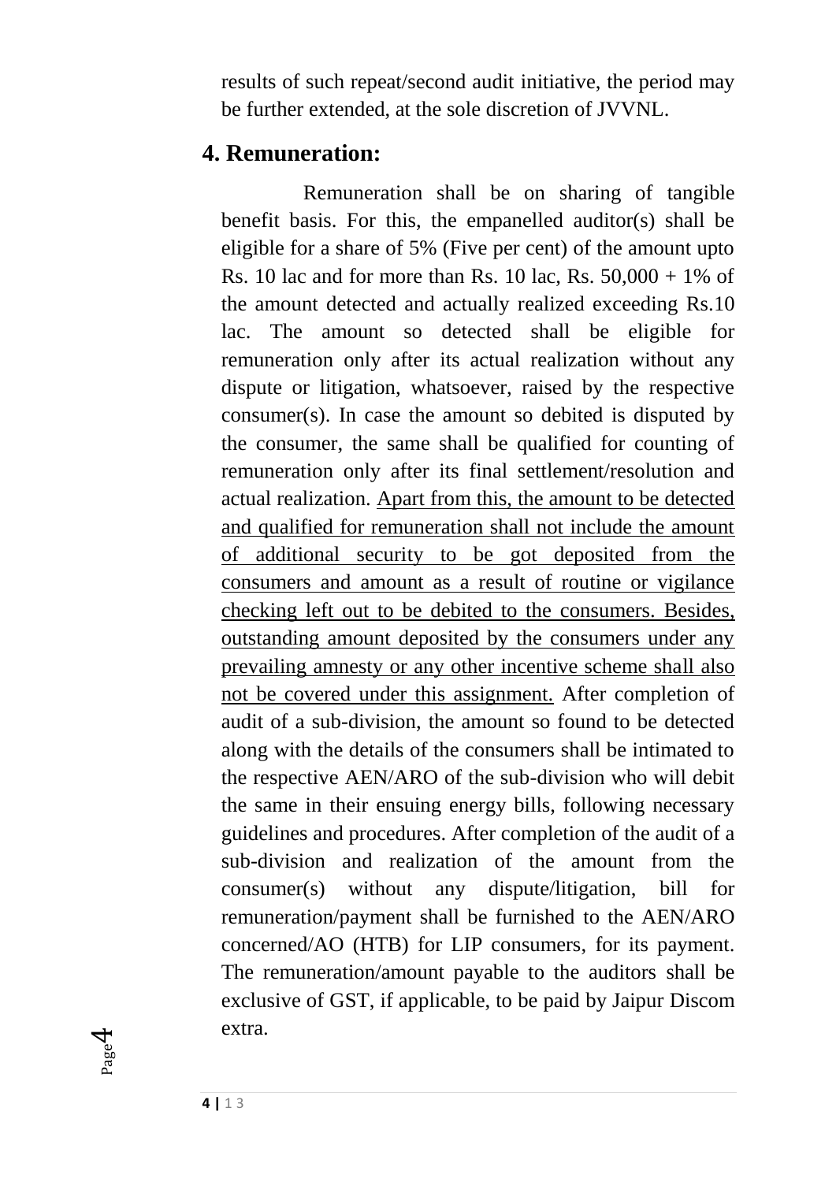results of such repeat/second audit initiative, the period may be further extended, at the sole discretion of JVVNL.

## 4. Remuneration:

Remuneration shall be on sharing of tangible benefit basis. For this, the empanelled auditor(s) shall be eligible for a share of 5% (Five per cent) of the amount upto Rs. 10 lac and for more than Rs. 10 lac, Rs. 50,000 + 1% of the amount detected and actually realized exceeding Rs.10 lac. The amount so detected shall be eligible for remuneration only after its actual realization without any dispute or litigation, whatsoever, raised by the respective consumer(s). In case the amount so debited is disputed by the consumer, the same shall be qualified for counting of remuneration only after its final settlement/resolution and actual realization. <u>Apart from this, the amount to be detected and qualified for remuneration shall not include the amount of additional security to be got deposited from the consumers and amount as a result of routine or vigilance checking left out to be debited to the consumers. Besides, outstanding amount deposited by the consumers under any prevailing amnesty or any other incentive scheme shall also not be covered under this assignment.</u> After completion of audit of a sub-division, the amount so found to be detected along with the details of the consumers shall be intimated to the respective AEN/ARO of the sub-division who will debit the same in their ensuing energy bills, following necessary guidelines and procedures. After completion of the audit of a sub-division and realization of the amount from the consumer(s) without any dispute/litigation, bill for remuneration/payment shall be furnished to the AEN/ARO concerned/AO (HTB) for LIP consumers, for its payment. The remuneration/amount payable to the auditors shall be exclusive of GST, if applicable, to be paid by Jaipur Discom extra.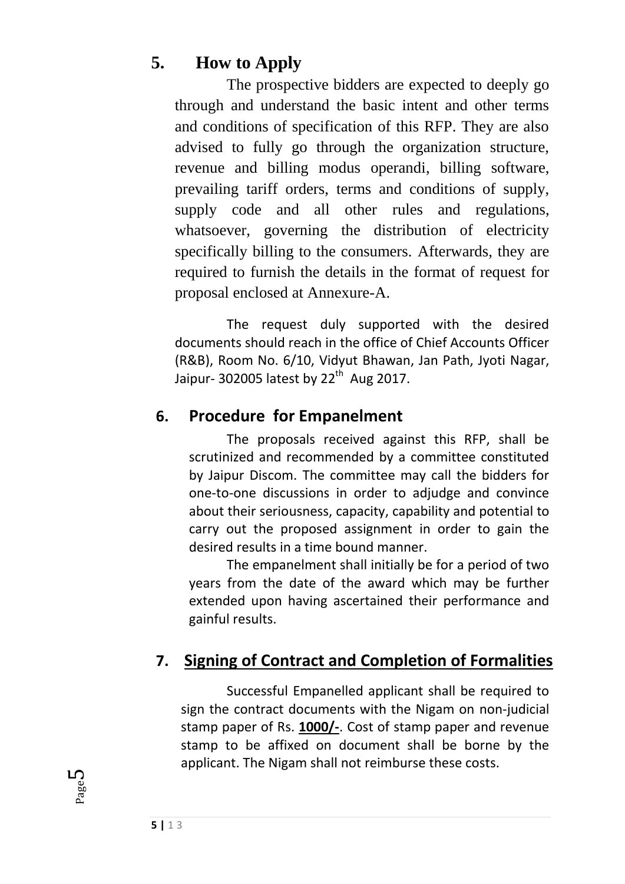## 5. How to Apply

The prospective bidders are expected to deeply go through and understand the basic intent and other terms and conditions of specification of this RFP. They are also advised to fully go through the organization structure, revenue and billing modus operandi, billing software, prevailing tariff orders, terms and conditions of supply, supply code and all other rules and regulations, whatsoever, governing the distribution of electricity specifically billing to the consumers. Afterwards, they are required to furnish the details in the format of request for proposal enclosed at Annexure-A.

The request duly supported with the desired documents should reach in the office of Chief Accounts Officer (R&B), Room No. 6/10, Vidyut Bhawan, Jan Path, Jyoti Nagar, Jaipur- 302005 latest by 22th Aug 2017.

## 6. Procedure for Empanelment

The proposals received against this RFP, shall be scrutinized and recommended by a committee constituted by Jaipur Discom. The committee may call the bidders for one-to-one discussions in order to adjudge and convince about their seriousness, capacity, capability and potential to carry out the proposed assignment in order to gain the desired results in a time bound manner.

The empanelment shall initially be for a period of two years from the date of the award which may be further extended upon having ascertained their performance and gainful results.

## 7. Signing of Contract and Completion of Formalities

Successful Empanelled applicant shall be required to sign the contract documents with the Nigam on non-judicial stamp paper of Rs. **1000/-**. Cost of stamp paper and revenue stamp to be affixed on document shall be borne by the applicant. The Nigam shall not reimburse these costs.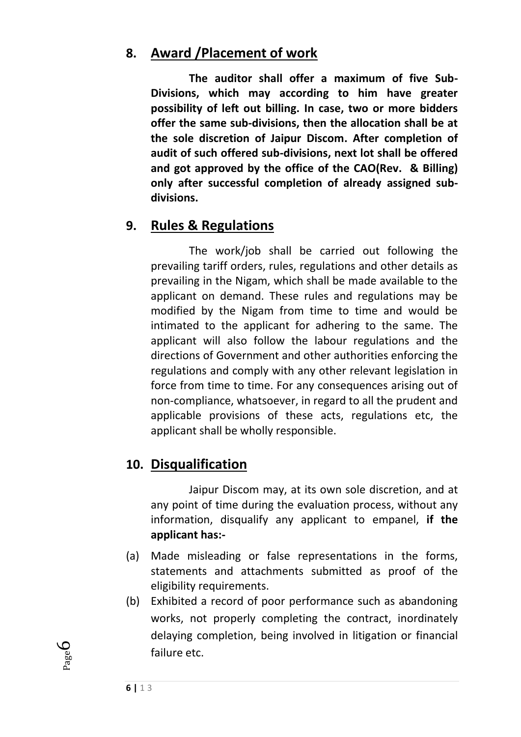## 8. Award /Placement of work

**The auditor shall offer a maximum of five Sub-Divisions, which may according to him have greater possibility of left out billing. In case, two or more bidders offer the same sub-divisions, then the allocation shall be at the sole discretion of Jaipur Discom. After completion of audit of such offered sub-divisions, next lot shall be offered and got approved by the office of the CAO(Rev. & Billing) only after successful completion of already assigned sub-divisions.**

## 9. Rules & Regulations

The work/job shall be carried out following the prevailing tariff orders, rules, regulations and other details as prevailing in the Nigam, which shall be made available to the applicant on demand. These rules and regulations may be modified by the Nigam from time to time and would be intimated to the applicant for adhering to the same. The applicant will also follow the labour regulations and the directions of Government and other authorities enforcing the regulations and comply with any other relevant legislation in force from time to time. For any consequences arising out of non-compliance, whatsoever, in regard to all the prudent and applicable provisions of these acts, regulations etc, the applicant shall be wholly responsible.

## 10. Disqualification

Jaipur Discom may, at its own sole discretion, and at any point of time during the evaluation process, without any information, disqualify any applicant to empanel, **if the applicant has:-**

(a) Made misleading or false representations in the forms, statements and attachments submitted as proof of the eligibility requirements.

(b) Exhibited a record of poor performance such as abandoning works, not properly completing the contract, inordinately delaying completion, being involved in litigation or financial failure etc.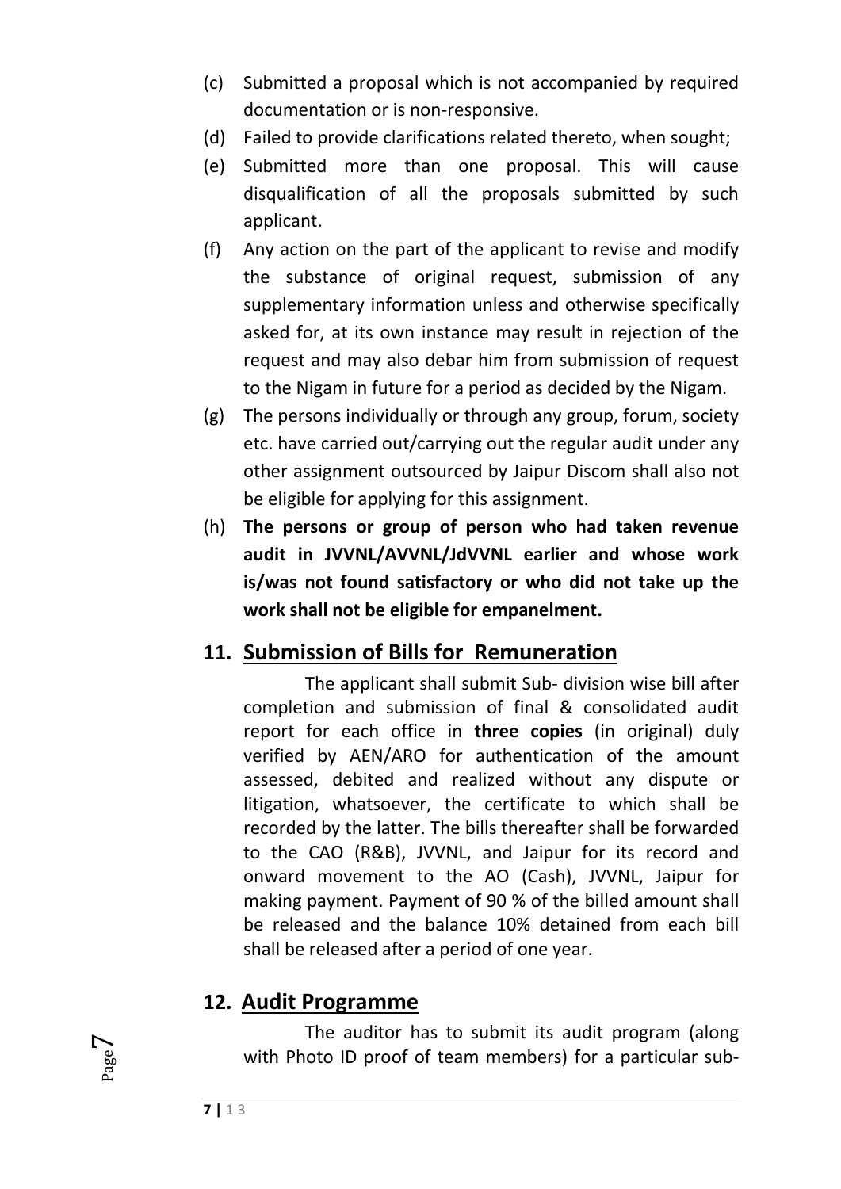(c) Submitted a proposal which is not accompanied by required documentation or is non-responsive.

(d) Failed to provide clarifications related thereto, when sought;

(e) Submitted more than one proposal. This will cause disqualification of all the proposals submitted by such applicant.

(f) Any action on the part of the applicant to revise and modify the substance of original request, submission of any supplementary information unless and otherwise specifically asked for, at its own instance may result in rejection of the request and may also debar him from submission of request to the Nigam in future for a period as decided by the Nigam.

(g) The persons individually or through any group, forum, society etc. have carried out/carrying out the regular audit under any other assignment outsourced by Jaipur Discom shall also not be eligible for applying for this assignment.

(h) **The persons or group of person who had taken revenue audit in JVVNL/AVVNL/JdVVNL earlier and whose work is/was not found satisfactory or who did not take up the work shall not be eligible for empanelment.**

## 11. Submission of Bills for Remuneration

The applicant shall submit Sub- division wise bill after completion and submission of final & consolidated audit report for each office in **three copies** (in original) duly verified by AEN/ARO for authentication of the amount assessed, debited and realized without any dispute or litigation, whatsoever, the certificate to which shall be recorded by the latter. The bills thereafter shall be forwarded to the CAO (R&B), JVVNL, and Jaipur for its record and onward movement to the AO (Cash), JVVNL, Jaipur for making payment. Payment of 90 % of the billed amount shall be released and the balance 10% detained from each bill shall be released after a period of one year.

## 12. Audit Programme

The auditor has to submit its audit program (along with Photo ID proof of team members) for a particular sub-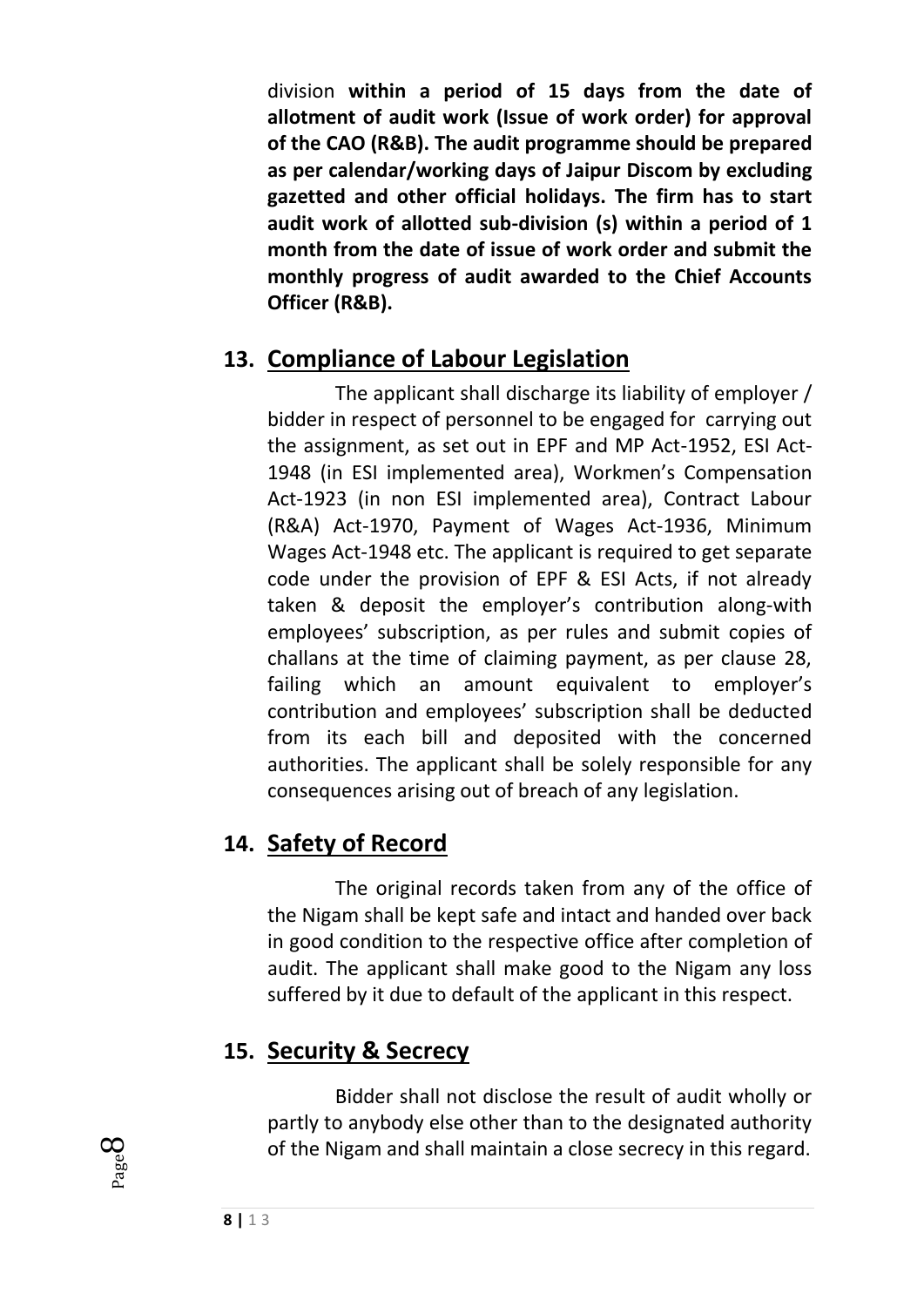division **within a period of 15 days from the date of allotment of audit work (Issue of work order) for approval of the CAO (R&B). The audit programme should be prepared as per calendar/working days of Jaipur Discom by excluding gazetted and other official holidays. The firm has to start audit work of allotted sub-division (s) within a period of 1 month from the date of issue of work order and submit the monthly progress of audit awarded to the Chief Accounts Officer (R&B).**

## 13. Compliance of Labour Legislation

The applicant shall discharge its liability of employer / bidder in respect of personnel to be engaged for carrying out the assignment, as set out in EPF and MP Act-1952, ESI Act-1948 (in ESI implemented area), Workmen's Compensation Act-1923 (in non ESI implemented area), Contract Labour (R&A) Act-1970, Payment of Wages Act-1936, Minimum Wages Act-1948 etc. The applicant is required to get separate code under the provision of EPF & ESI Acts, if not already taken & deposit the employer's contribution along-with employees' subscription, as per rules and submit copies of challans at the time of claiming payment, as per clause 28, failing which an amount equivalent to employer's contribution and employees' subscription shall be deducted from its each bill and deposited with the concerned authorities. The applicant shall be solely responsible for any consequences arising out of breach of any legislation.

## 14. Safety of Record

The original records taken from any of the office of the Nigam shall be kept safe and intact and handed over back in good condition to the respective office after completion of audit. The applicant shall make good to the Nigam any loss suffered by it due to default of the applicant in this respect.

## 15. Security & Secrecy

Bidder shall not disclose the result of audit wholly or partly to anybody else other than to the designated authority of the Nigam and shall maintain a close secrecy in this regard.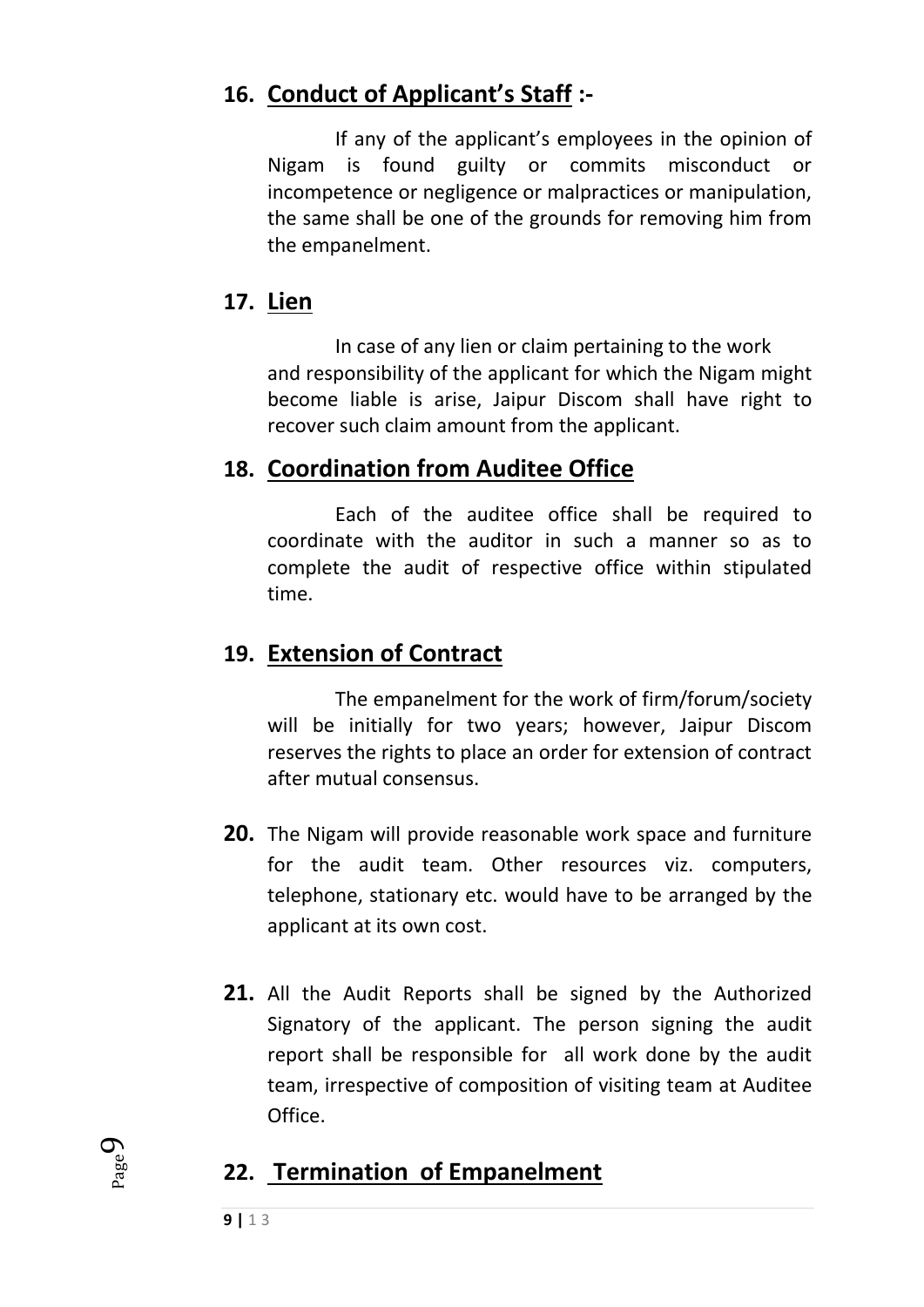## 16. Conduct of Applicant's Staff :-

If any of the applicant's employees in the opinion of Nigam is found guilty or commits misconduct or incompetence or negligence or malpractices or manipulation, the same shall be one of the grounds for removing him from the empanelment.

## 17. Lien

In case of any lien or claim pertaining to the work and responsibility of the applicant for which the Nigam might become liable is arise, Jaipur Discom shall have right to recover such claim amount from the applicant.

## 18. Coordination from Auditee Office

Each of the auditee office shall be required to coordinate with the auditor in such a manner so as to complete the audit of respective office within stipulated time.

## 19. Extension of Contract

The empanelment for the work of firm/forum/society will be initially for two years; however, Jaipur Discom reserves the rights to place an order for extension of contract after mutual consensus.

**20.** The Nigam will provide reasonable work space and furniture for the audit team. Other resources viz. computers, telephone, stationary etc. would have to be arranged by the applicant at its own cost.

**21.** All the Audit Reports shall be signed by the Authorized Signatory of the applicant. The person signing the audit report shall be responsible for all work done by the audit team, irrespective of composition of visiting team at Auditee Office.

## 22. Termination of Empanelment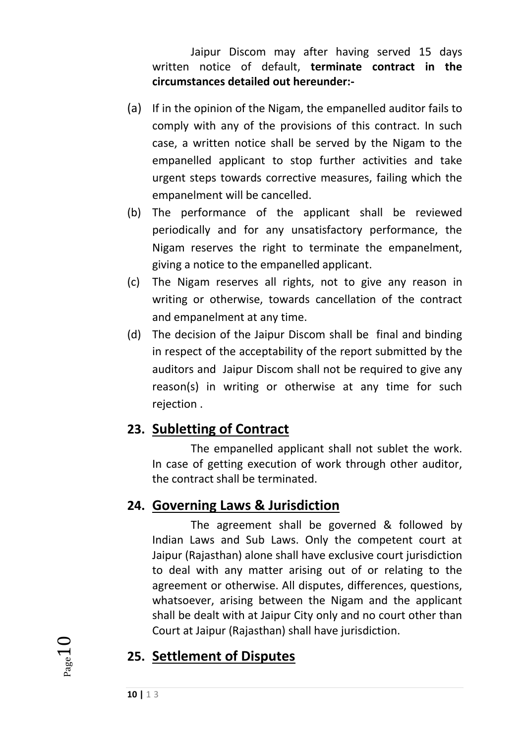Jaipur Discom may after having served 15 days written notice of default, **terminate contract in the circumstances detailed out hereunder:-**

(a) If in the opinion of the Nigam, the empanelled auditor fails to comply with any of the provisions of this contract. In such case, a written notice shall be served by the Nigam to the empanelled applicant to stop further activities and take urgent steps towards corrective measures, failing which the empanelment will be cancelled.

(b) The performance of the applicant shall be reviewed periodically and for any unsatisfactory performance, the Nigam reserves the right to terminate the empanelment, giving a notice to the empanelled applicant.

(c) The Nigam reserves all rights, not to give any reason in writing or otherwise, towards cancellation of the contract and empanelment at any time.

(d) The decision of the Jaipur Discom shall be final and binding in respect of the acceptability of the report submitted by the auditors and Jaipur Discom shall not be required to give any reason(s) in writing or otherwise at any time for such rejection .

## 23. Subletting of Contract

The empanelled applicant shall not sublet the work. In case of getting execution of work through other auditor, the contract shall be terminated.

## 24. Governing Laws & Jurisdiction

The agreement shall be governed & followed by Indian Laws and Sub Laws. Only the competent court at Jaipur (Rajasthan) alone shall have exclusive court jurisdiction to deal with any matter arising out of or relating to the agreement or otherwise. All disputes, differences, questions, whatsoever, arising between the Nigam and the applicant shall be dealt with at Jaipur City only and no court other than Court at Jaipur (Rajasthan) shall have jurisdiction.

## 25. Settlement of Disputes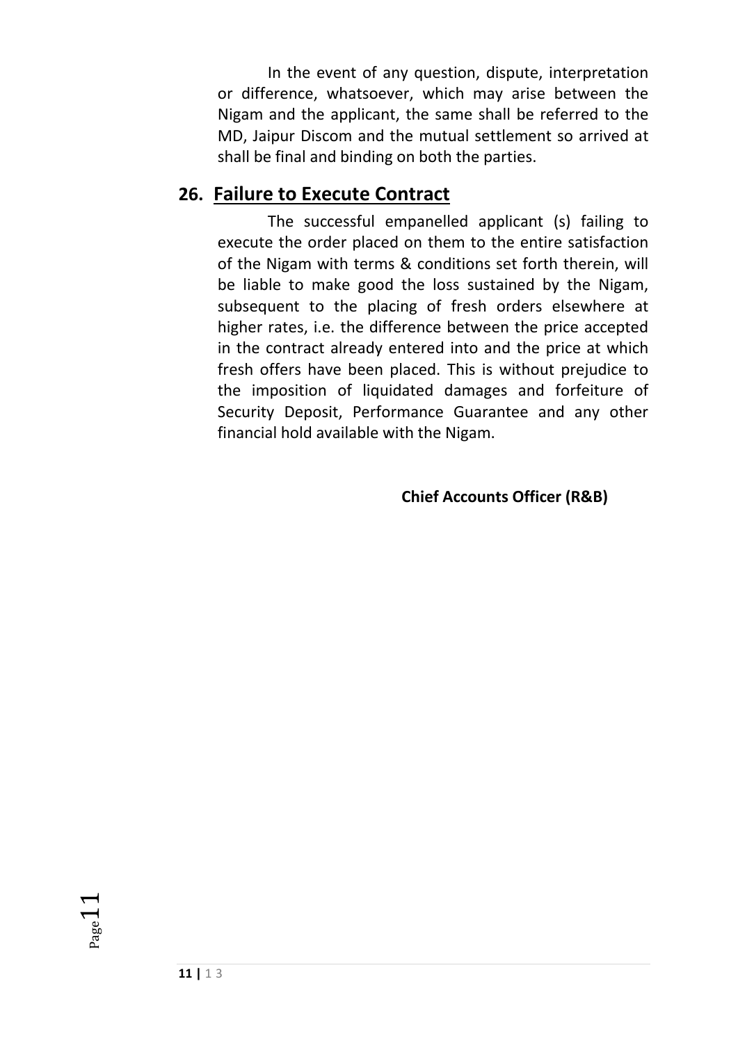In the event of any question, dispute, interpretation or difference, whatsoever, which may arise between the Nigam and the applicant, the same shall be referred to the MD, Jaipur Discom and the mutual settlement so arrived at shall be final and binding on both the parties.

## 26. <u>Failure to Execute Contract</u>

The successful empanelled applicant (s) failing to execute the order placed on them to the entire satisfaction of the Nigam with terms & conditions set forth therein, will be liable to make good the loss sustained by the Nigam, subsequent to the placing of fresh orders elsewhere at higher rates, i.e. the difference between the price accepted in the contract already entered into and the price at which fresh offers have been placed. This is without prejudice to the imposition of liquidated damages and forfeiture of Security Deposit, Performance Guarantee and any other financial hold available with the Nigam.

**Chief Accounts Officer (R&B)**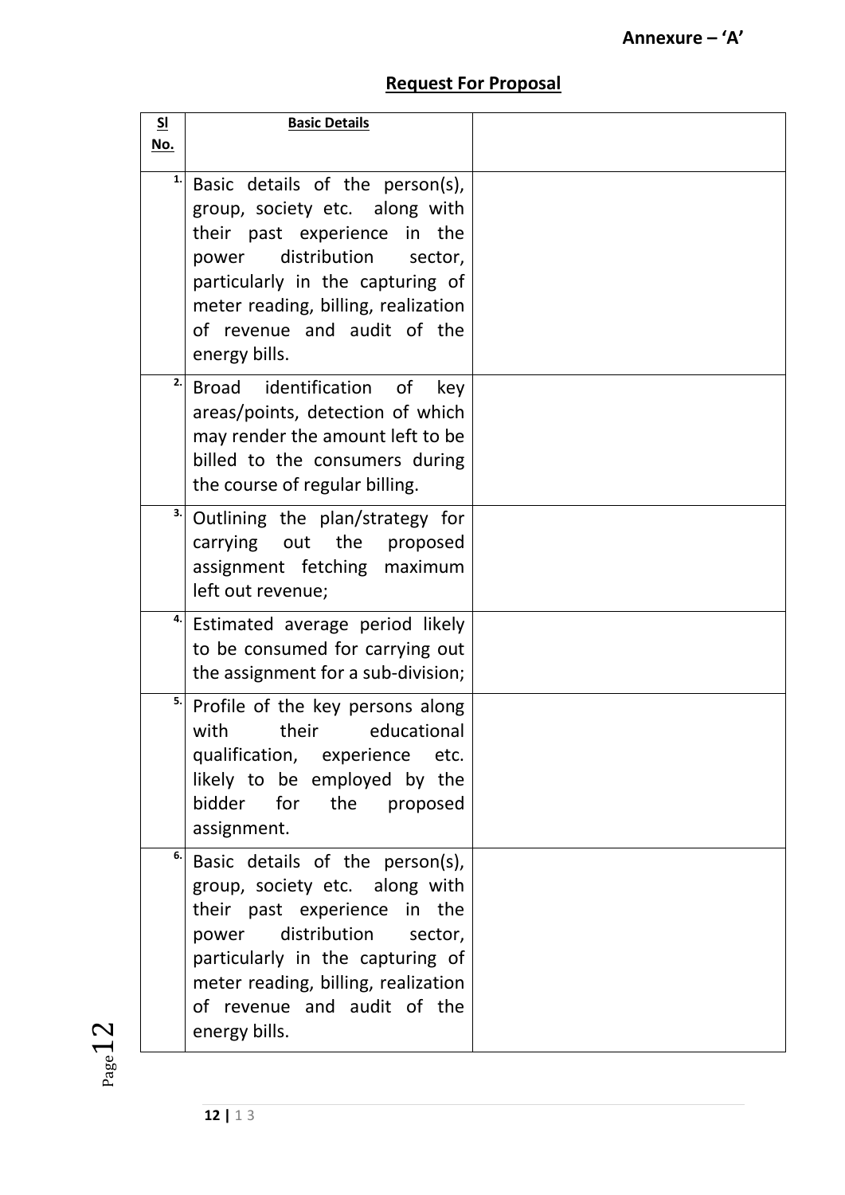**Annexure – 'A'**

## Request For Proposal

| Sl No. | Basic Details | |
|---|---|---|
| 1. | Basic details of the person(s), group, society etc. along with their past experience in the power distribution sector, particularly in the capturing of meter reading, billing, realization of revenue and audit of the energy bills. | |
| 2. | Broad identification of key areas/points, detection of which may render the amount left to be billed to the consumers during the course of regular billing. | |
| 3. | Outlining the plan/strategy for carrying out the proposed assignment fetching maximum left out revenue; | |
| 4. | Estimated average period likely to be consumed for carrying out the assignment for a sub-division; | |
| 5. | Profile of the key persons along with their educational qualification, experience etc. likely to be employed by the bidder for the proposed assignment. | |
| 6. | Basic details of the person(s), group, society etc. along with their past experience in the power distribution sector, particularly in the capturing of meter reading, billing, realization of revenue and audit of the energy bills. | |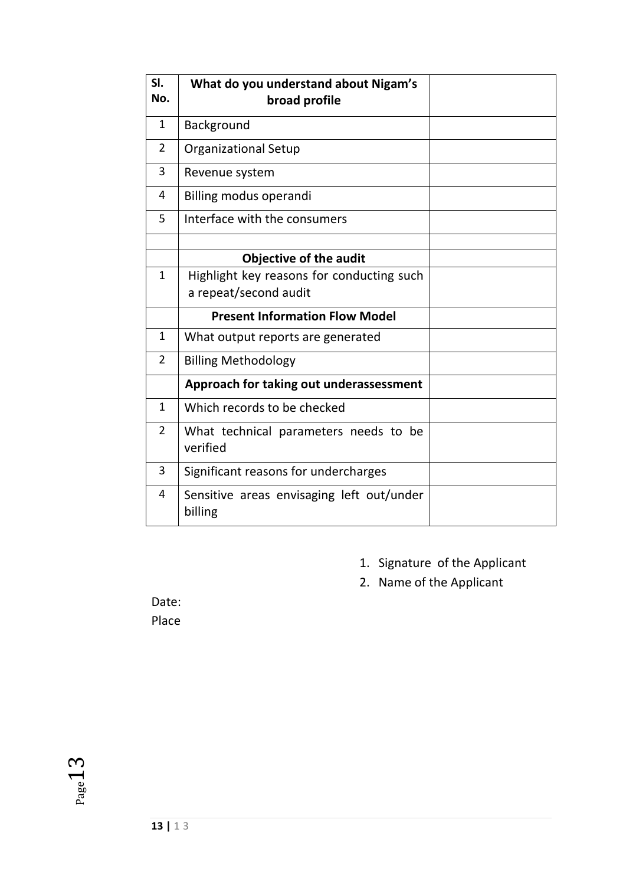| Sl. No. | What do you understand about Nigam's broad profile | |
|---|---|---|
| 1 | Background | |
| 2 | Organizational Setup | |
| 3 | Revenue system | |
| 4 | Billing modus operandi | |
| 5 | Interface with the consumers | |
| | | |
| | **Objective of the audit** | |
| 1 | Highlight key reasons for conducting such a repeat/second audit | |
| | **Present Information Flow Model** | |
| 1 | What output reports are generated | |
| 2 | Billing Methodology | |
| | **Approach for taking out underassessment** | |
| 1 | Which records to be checked | |
| 2 | What technical parameters needs to be verified | |
| 3 | Significant reasons for undercharges | |
| 4 | Sensitive areas envisaging left out/under billing | |

1. Signature of the Applicant
2. Name of the Applicant

Date:

Place